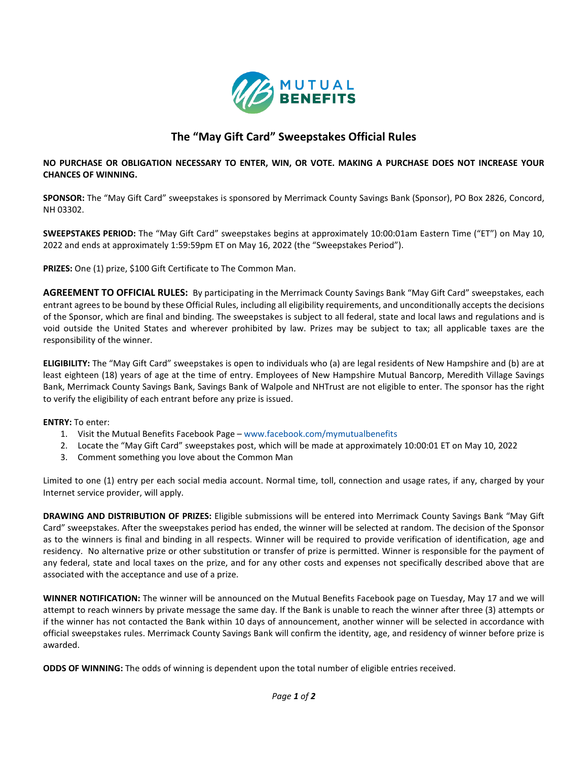# The "May Gift Card" Sweepstakes Official Rules

**NO PURCHASE OR OBLIGATION NECESSARY TO ENTER, WIN, OR VOTE. MAKING A PURCHASE DOES NOT INCREASE YOUR CHANCES OF WINNING.**

**SPONSOR:** The "May Gift Card" sweepstakes is sponsored by Merrimack County Savings Bank (Sponsor), PO Box 2826, Concord, NH 03302.

**SWEEPSTAKES PERIOD:** The "May Gift Card" sweepstakes begins at approximately 10:00:01am Eastern Time ("ET") on May 10, 2022 and ends at approximately 1:59:59pm ET on May 16, 2022 (the "Sweepstakes Period").

**PRIZES:** One (1) prize, $100 Gift Certificate to The Common Man.

**AGREEMENT TO OFFICIAL RULES:** By participating in the Merrimack County Savings Bank "May Gift Card" sweepstakes, each entrant agrees to be bound by these Official Rules, including all eligibility requirements, and unconditionally accepts the decisions of the Sponsor, which are final and binding. The sweepstakes is subject to all federal, state and local laws and regulations and is void outside the United States and wherever prohibited by law. Prizes may be subject to tax; all applicable taxes are the responsibility of the winner.

**ELIGIBILITY:** The "May Gift Card" sweepstakes is open to individuals who (a) are legal residents of New Hampshire and (b) are at least eighteen (18) years of age at the time of entry. Employees of New Hampshire Mutual Bancorp, Meredith Village Savings Bank, Merrimack County Savings Bank, Savings Bank of Walpole and NHTrust are not eligible to enter. The sponsor has the right to verify the eligibility of each entrant before any prize is issued.

**ENTRY:** To enter:

1. Visit the Mutual Benefits Facebook Page – www.facebook.com/mymutualbenefits
2. Locate the "May Gift Card" sweepstakes post, which will be made at approximately 10:00:01 ET on May 10, 2022
3. Comment something you love about the Common Man

Limited to one (1) entry per each social media account. Normal time, toll, connection and usage rates, if any, charged by your Internet service provider, will apply.

**DRAWING AND DISTRIBUTION OF PRIZES:** Eligible submissions will be entered into Merrimack County Savings Bank "May Gift Card" sweepstakes. After the sweepstakes period has ended, the winner will be selected at random. The decision of the Sponsor as to the winners is final and binding in all respects. Winner will be required to provide verification of identification, age and residency. No alternative prize or other substitution or transfer of prize is permitted. Winner is responsible for the payment of any federal, state and local taxes on the prize, and for any other costs and expenses not specifically described above that are associated with the acceptance and use of a prize.

**WINNER NOTIFICATION:** The winner will be announced on the Mutual Benefits Facebook page on Tuesday, May 17 and we will attempt to reach winners by private message the same day. If the Bank is unable to reach the winner after three (3) attempts or if the winner has not contacted the Bank within 10 days of announcement, another winner will be selected in accordance with official sweepstakes rules. Merrimack County Savings Bank will confirm the identity, age, and residency of winner before prize is awarded.

**ODDS OF WINNING:** The odds of winning is dependent upon the total number of eligible entries received.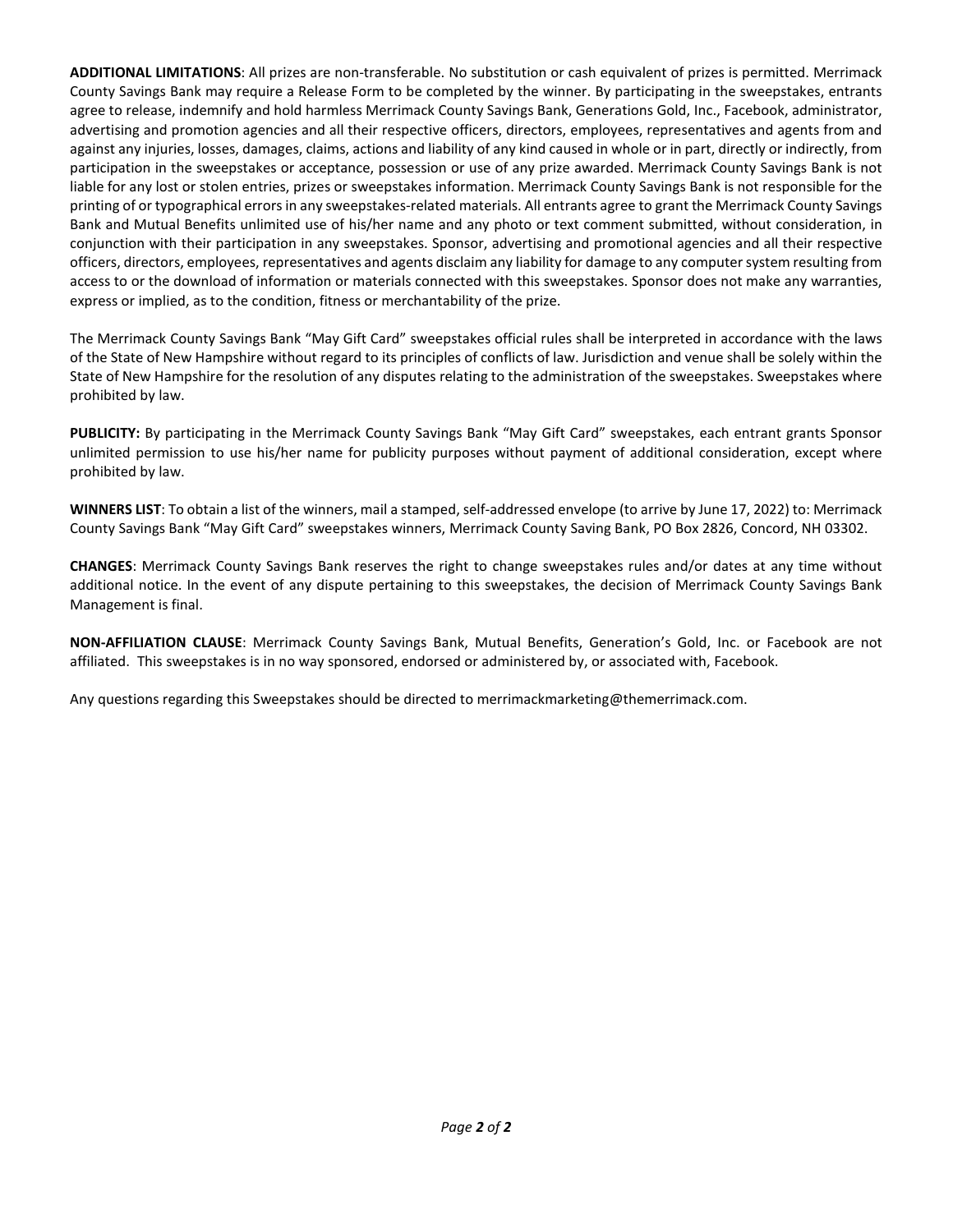**ADDITIONAL LIMITATIONS**: All prizes are non-transferable. No substitution or cash equivalent of prizes is permitted. Merrimack County Savings Bank may require a Release Form to be completed by the winner. By participating in the sweepstakes, entrants agree to release, indemnify and hold harmless Merrimack County Savings Bank, Generations Gold, Inc., Facebook, administrator, advertising and promotion agencies and all their respective officers, directors, employees, representatives and agents from and against any injuries, losses, damages, claims, actions and liability of any kind caused in whole or in part, directly or indirectly, from participation in the sweepstakes or acceptance, possession or use of any prize awarded. Merrimack County Savings Bank is not liable for any lost or stolen entries, prizes or sweepstakes information. Merrimack County Savings Bank is not responsible for the printing of or typographical errors in any sweepstakes-related materials. All entrants agree to grant the Merrimack County Savings Bank and Mutual Benefits unlimited use of his/her name and any photo or text comment submitted, without consideration, in conjunction with their participation in any sweepstakes. Sponsor, advertising and promotional agencies and all their respective officers, directors, employees, representatives and agents disclaim any liability for damage to any computer system resulting from access to or the download of information or materials connected with this sweepstakes. Sponsor does not make any warranties, express or implied, as to the condition, fitness or merchantability of the prize.

The Merrimack County Savings Bank "May Gift Card" sweepstakes official rules shall be interpreted in accordance with the laws of the State of New Hampshire without regard to its principles of conflicts of law. Jurisdiction and venue shall be solely within the State of New Hampshire for the resolution of any disputes relating to the administration of the sweepstakes. Sweepstakes where prohibited by law.

**PUBLICITY:** By participating in the Merrimack County Savings Bank "May Gift Card" sweepstakes, each entrant grants Sponsor unlimited permission to use his/her name for publicity purposes without payment of additional consideration, except where prohibited by law.

**WINNERS LIST**: To obtain a list of the winners, mail a stamped, self-addressed envelope (to arrive by June 17, 2022) to: Merrimack County Savings Bank "May Gift Card" sweepstakes winners, Merrimack County Saving Bank, PO Box 2826, Concord, NH 03302.

**CHANGES**: Merrimack County Savings Bank reserves the right to change sweepstakes rules and/or dates at any time without additional notice. In the event of any dispute pertaining to this sweepstakes, the decision of Merrimack County Savings Bank Management is final.

**NON-AFFILIATION CLAUSE**: Merrimack County Savings Bank, Mutual Benefits, Generation's Gold, Inc. or Facebook are not affiliated. This sweepstakes is in no way sponsored, endorsed or administered by, or associated with, Facebook.

Any questions regarding this Sweepstakes should be directed to merrimackmarketing@themerrimack.com.